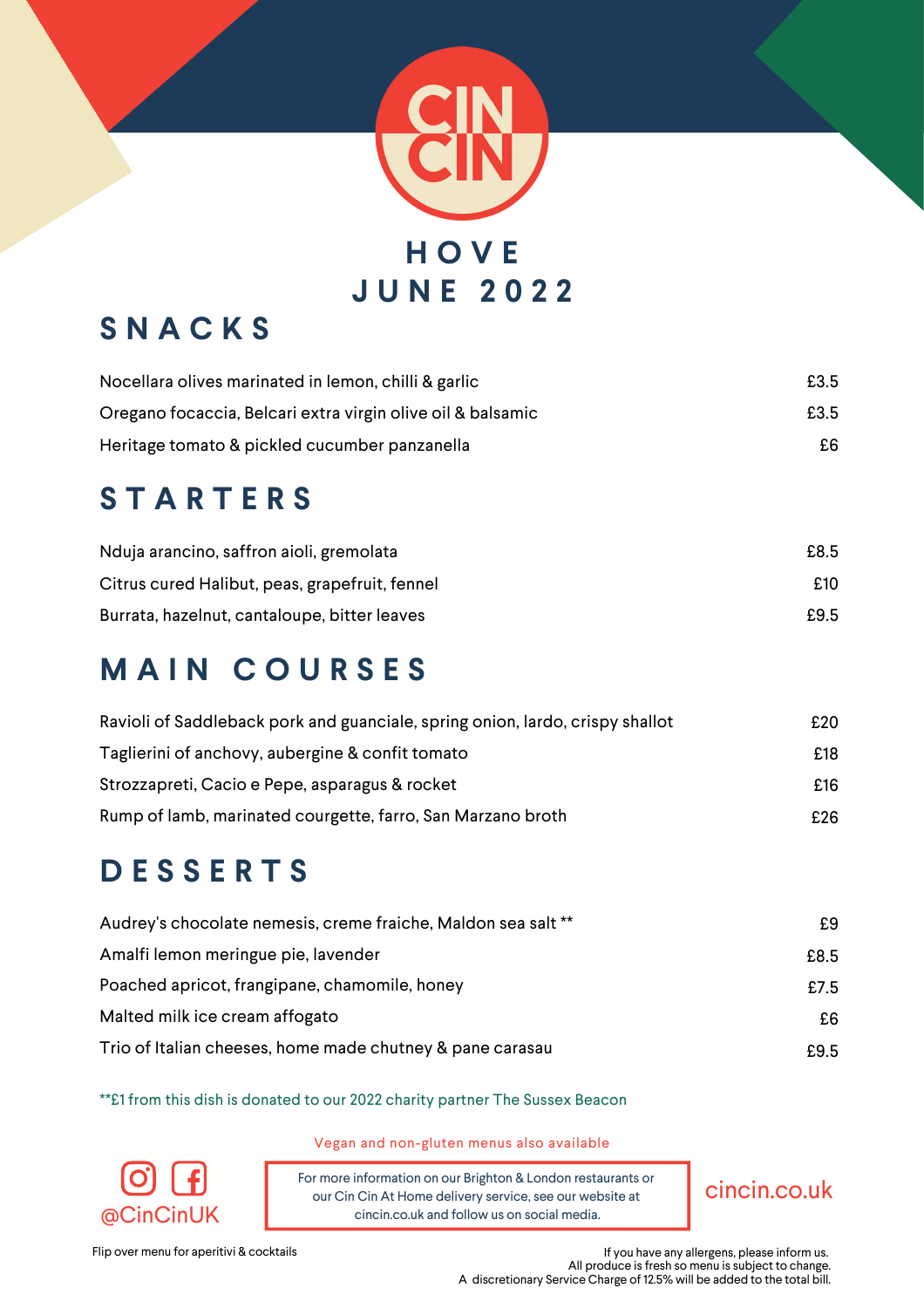# CIN CIN

## HOVE
## JUNE 2022

## SNACKS

| | |
|---|---|
| Nocellara olives marinated in lemon, chilli & garlic | £3.5 |
| Oregano focaccia, Belcari extra virgin olive oil & balsamic | £3.5 |
| Heritage tomato & pickled cucumber panzanella | £6 |

## STARTERS

| | |
|---|---|
| Nduja arancino, saffron aioli, gremolata | £8.5 |
| Citrus cured Halibut, peas, grapefruit, fennel | £10 |
| Burrata, hazelnut, cantaloupe, bitter leaves | £9.5 |

## MAIN COURSES

| | |
|---|---|
| Ravioli of Saddleback pork and guanciale, spring onion, lardo, crispy shallot | £20 |
| Taglierini of anchovy, aubergine & confit tomato | £18 |
| Strozzapreti, Cacio e Pepe, asparagus & rocket | £16 |
| Rump of lamb, marinated courgette, farro, San Marzano broth | £26 |

## DESSERTS

| | |
|---|---|
| Audrey's chocolate nemesis, creme fraiche, Maldon sea salt ** | £9 |
| Amalfi lemon meringue pie, lavender | £8.5 |
| Poached apricot, frangipane, chamomile, honey | £7.5 |
| Malted milk ice cream affogato | £6 |
| Trio of Italian cheeses, home made chutney & pane carasau | £9.5 |

**£1 from this dish is donated to our 2022 charity partner The Sussex Beacon

Vegan and non-gluten menus also available

@CinCinUK

For more information on our Brighton & London restaurants or our Cin Cin At Home delivery service, see our website at cincin.co.uk and follow us on social media.

cincin.co.uk

Flip over menu for aperitivi & cocktails

If you have any allergens, please inform us.
All produce is fresh so menu is subject to change.
A discretionary Service Charge of 12.5% will be added to the total bill.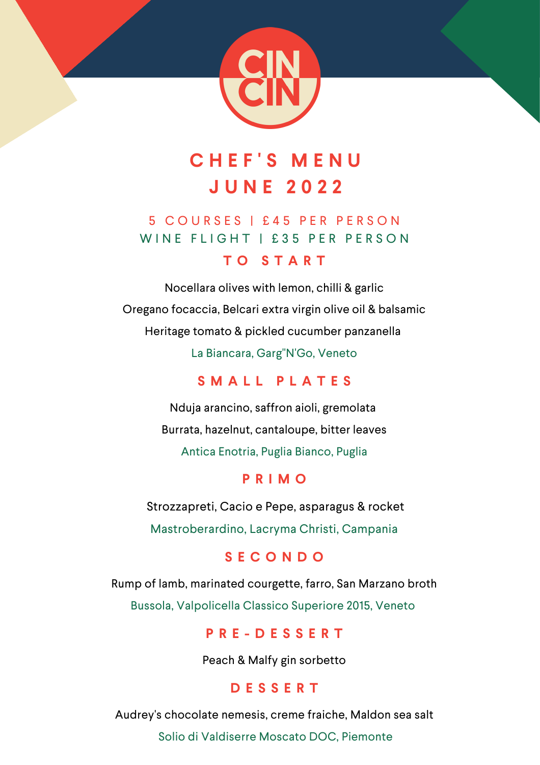CIN CIN

# CHEF'S MENU
# JUNE 2022

5 COURSES | £45 PER PERSON

WINE FLIGHT | £35 PER PERSON

## TO START

Nocellara olives with lemon, chilli & garlic

Oregano focaccia, Belcari extra virgin olive oil & balsamic

Heritage tomato & pickled cucumber panzanella

La Biancara, Garg"N'Go, Veneto

## SMALL PLATES

Nduja arancino, saffron aioli, gremolata

Burrata, hazelnut, cantaloupe, bitter leaves

Antica Enotria, Puglia Bianco, Puglia

## PRIMO

Strozzapreti, Cacio e Pepe, asparagus & rocket

Mastroberardino, Lacryma Christi, Campania

## SECONDO

Rump of lamb, marinated courgette, farro, San Marzano broth

Bussola, Valpolicella Classico Superiore 2015, Veneto

## PRE-DESSERT

Peach & Malfy gin sorbetto

## DESSERT

Audrey's chocolate nemesis, creme fraiche, Maldon sea salt

Solio di Valdiserre Moscato DOC, Piemonte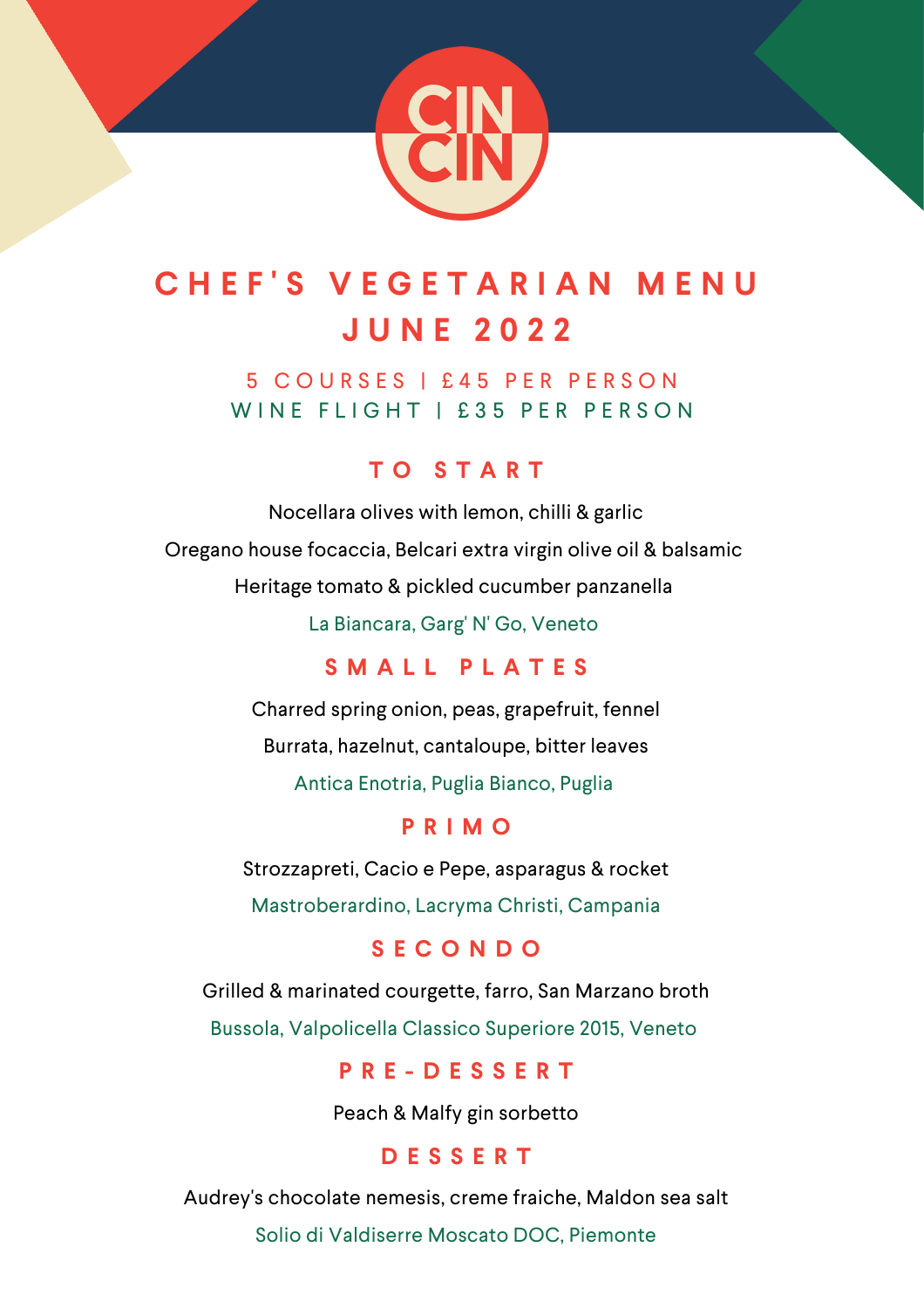CIN CIN

# CHEF'S VEGETARIAN MENU JUNE 2022

5 COURSES | £45 PER PERSON

WINE FLIGHT | £35 PER PERSON

## TO START

Nocellara olives with lemon, chilli & garlic

Oregano house focaccia, Belcari extra virgin olive oil & balsamic

Heritage tomato & pickled cucumber panzanella

La Biancara, Garg' N' Go, Veneto

## SMALL PLATES

Charred spring onion, peas, grapefruit, fennel

Burrata, hazelnut, cantaloupe, bitter leaves

Antica Enotria, Puglia Bianco, Puglia

## PRIMO

Strozzapreti, Cacio e Pepe, asparagus & rocket

Mastroberardino, Lacryma Christi, Campania

## SECONDO

Grilled & marinated courgette, farro, San Marzano broth

Bussola, Valpolicella Classico Superiore 2015, Veneto

## PRE-DESSERT

Peach & Malfy gin sorbetto

## DESSERT

Audrey's chocolate nemesis, creme fraiche, Maldon sea salt

Solio di Valdiserre Moscato DOC, Piemonte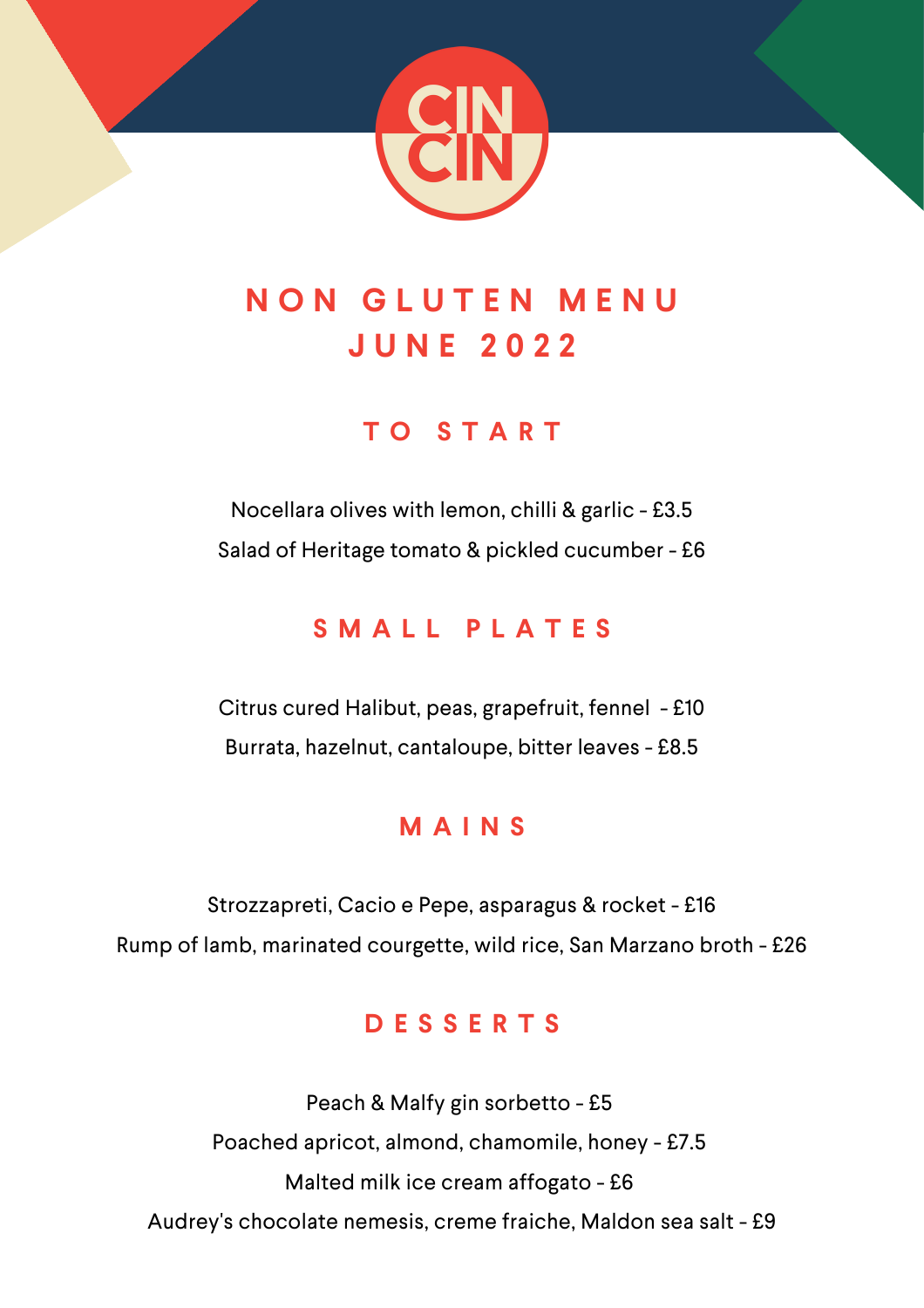CIN CIN

# NON GLUTEN MENU
# JUNE 2022

## TO START

Nocellara olives with lemon, chilli & garlic - £3.5

Salad of Heritage tomato & pickled cucumber - £6

## SMALL PLATES

Citrus cured Halibut, peas, grapefruit, fennel - £10

Burrata, hazelnut, cantaloupe, bitter leaves - £8.5

## MAINS

Strozzapreti, Cacio e Pepe, asparagus & rocket - £16

Rump of lamb, marinated courgette, wild rice, San Marzano broth - £26

## DESSERTS

Peach & Malfy gin sorbetto - £5

Poached apricot, almond, chamomile, honey - £7.5

Malted milk ice cream affogato - £6

Audrey's chocolate nemesis, creme fraiche, Maldon sea salt - £9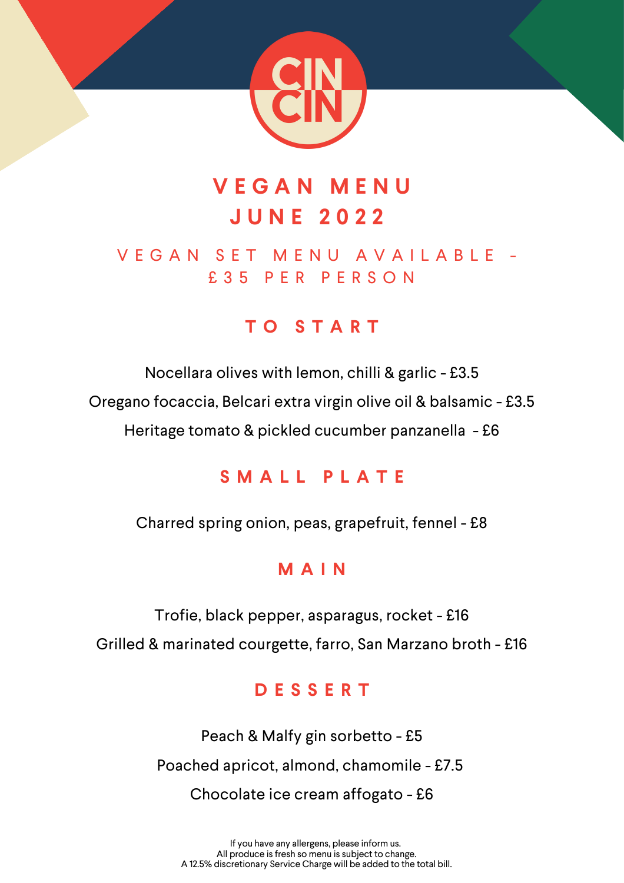CIN CIN

# VEGAN MENU JUNE 2022

VEGAN SET MENU AVAILABLE - £35 PER PERSON

## TO START

Nocellara olives with lemon, chilli & garlic - £3.5

Oregano focaccia, Belcari extra virgin olive oil & balsamic - £3.5

Heritage tomato & pickled cucumber panzanella - £6

## SMALL PLATE

Charred spring onion, peas, grapefruit, fennel - £8

## MAIN

Trofie, black pepper, asparagus, rocket - £16

Grilled & marinated courgette, farro, San Marzano broth - £16

## DESSERT

Peach & Malfy gin sorbetto - £5

Poached apricot, almond, chamomile - £7.5

Chocolate ice cream affogato - £6

If you have any allergens, please inform us.
All produce is fresh so menu is subject to change.
A 12.5% discretionary Service Charge will be added to the total bill.